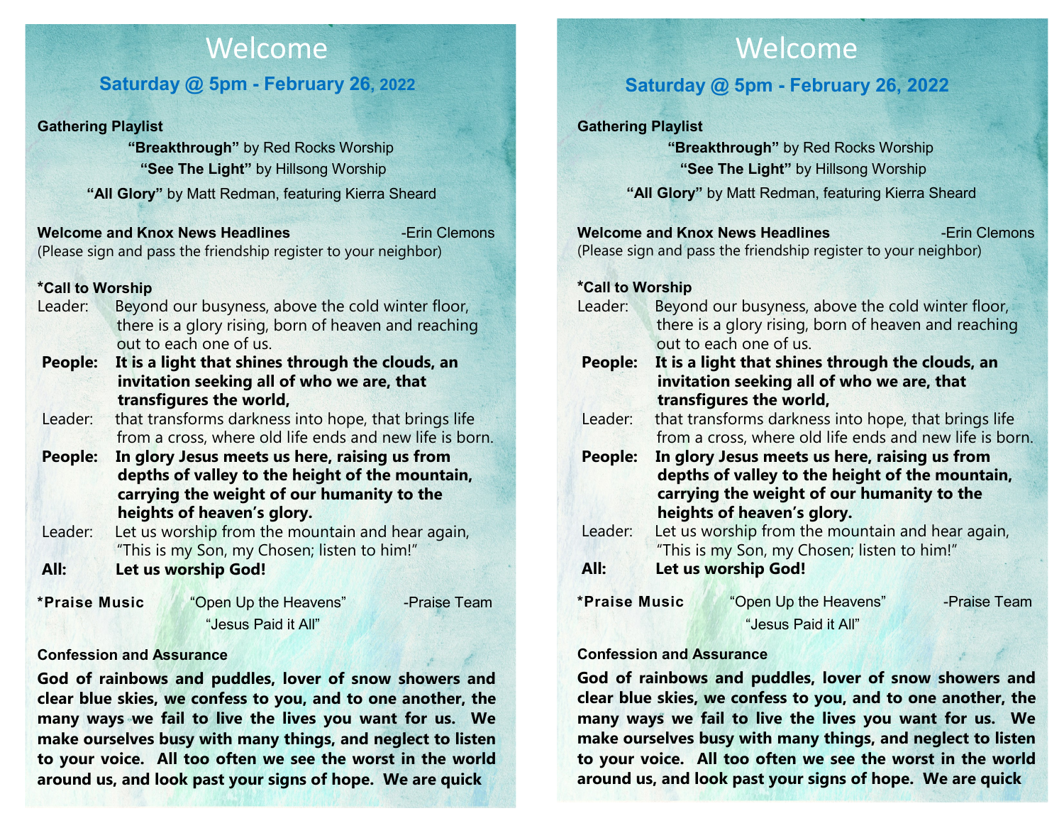# Welcome

## Saturday @ 5pm - February 26, 2022

**Gathering Playlist**

**"Breakthrough"** by Red Rocks Worship
**"See The Light"** by Hillsong Worship
**"All Glory"** by Matt Redman, featuring Kierra Sheard

**Welcome and Knox News Headlines** -Erin Clemons
(Please sign and pass the friendship register to your neighbor)

**\*Call to Worship**

Leader: Beyond our busyness, above the cold winter floor, there is a glory rising, born of heaven and reaching out to each one of us.

**People: It is a light that shines through the clouds, an invitation seeking all of who we are, that transfigures the world,**

Leader: that transforms darkness into hope, that brings life from a cross, where old life ends and new life is born.

**People: In glory Jesus meets us here, raising us from depths of valley to the height of the mountain, carrying the weight of our humanity to the heights of heaven's glory.**

Leader: Let us worship from the mountain and hear again, "This is my Son, my Chosen; listen to him!"

**All: Let us worship God!**

**\*Praise Music** "Open Up the Heavens" -Praise Team
"Jesus Paid it All"

**Confession and Assurance**

**God of rainbows and puddles, lover of snow showers and clear blue skies, we confess to you, and to one another, the many ways we fail to live the lives you want for us. We make ourselves busy with many things, and neglect to listen to your voice. All too often we see the worst in the world around us, and look past your signs of hope. We are quick**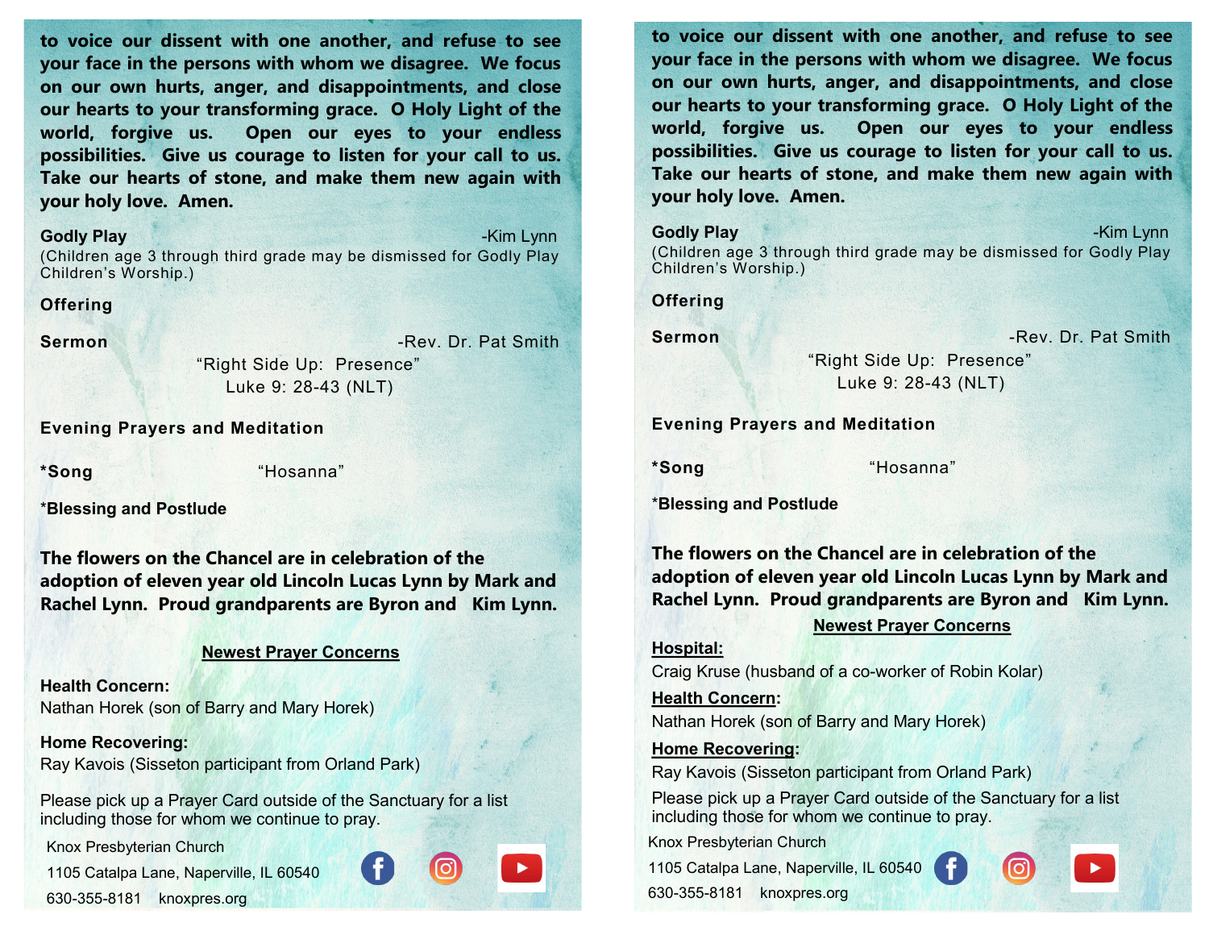**to voice our dissent with one another, and refuse to see your face in the persons with whom we disagree. We focus on our own hurts, anger, and disappointments, and close our hearts to your transforming grace. O Holy Light of the world, forgive us. Open our eyes to your endless possibilities. Give us courage to listen for your call to us. Take our hearts of stone, and make them new again with your holy love. Amen.**

**Godly Play** -Kim Lynn
(Children age 3 through third grade may be dismissed for Godly Play Children's Worship.)

**Offering**

**Sermon** -Rev. Dr. Pat Smith
"Right Side Up: Presence"
Luke 9: 28-43 (NLT)

**Evening Prayers and Meditation**

***Song** "Hosanna"

***Blessing and Postlude**

**The flowers on the Chancel are in celebration of the adoption of eleven year old Lincoln Lucas Lynn by Mark and Rachel Lynn. Proud grandparents are Byron and Kim Lynn.**

**Newest Prayer Concerns**

**Health Concern:**
Nathan Horek (son of Barry and Mary Horek)

**Home Recovering:**
Ray Kavois (Sisseton participant from Orland Park)

Please pick up a Prayer Card outside of the Sanctuary for a list including those for whom we continue to pray.

Knox Presbyterian Church
1105 Catalpa Lane, Naperville, IL 60540
630-355-8181 knoxpres.org

**to voice our dissent with one another, and refuse to see your face in the persons with whom we disagree. We focus on our own hurts, anger, and disappointments, and close our hearts to your transforming grace. O Holy Light of the world, forgive us. Open our eyes to your endless possibilities. Give us courage to listen for your call to us. Take our hearts of stone, and make them new again with your holy love. Amen.**

**Godly Play** -Kim Lynn
(Children age 3 through third grade may be dismissed for Godly Play Children's Worship.)

**Offering**

**Sermon** -Rev. Dr. Pat Smith
"Right Side Up: Presence"
Luke 9: 28-43 (NLT)

**Evening Prayers and Meditation**

***Song** "Hosanna"

***Blessing and Postlude**

**The flowers on the Chancel are in celebration of the adoption of eleven year old Lincoln Lucas Lynn by Mark and Rachel Lynn. Proud grandparents are Byron and Kim Lynn.**

**Newest Prayer Concerns**

**Hospital:**
Craig Kruse (husband of a co-worker of Robin Kolar)

**Health Concern:**
Nathan Horek (son of Barry and Mary Horek)

**Home Recovering:**
Ray Kavois (Sisseton participant from Orland Park)

Please pick up a Prayer Card outside of the Sanctuary for a list including those for whom we continue to pray.

Knox Presbyterian Church
1105 Catalpa Lane, Naperville, IL 60540
630-355-8181 knoxpres.org